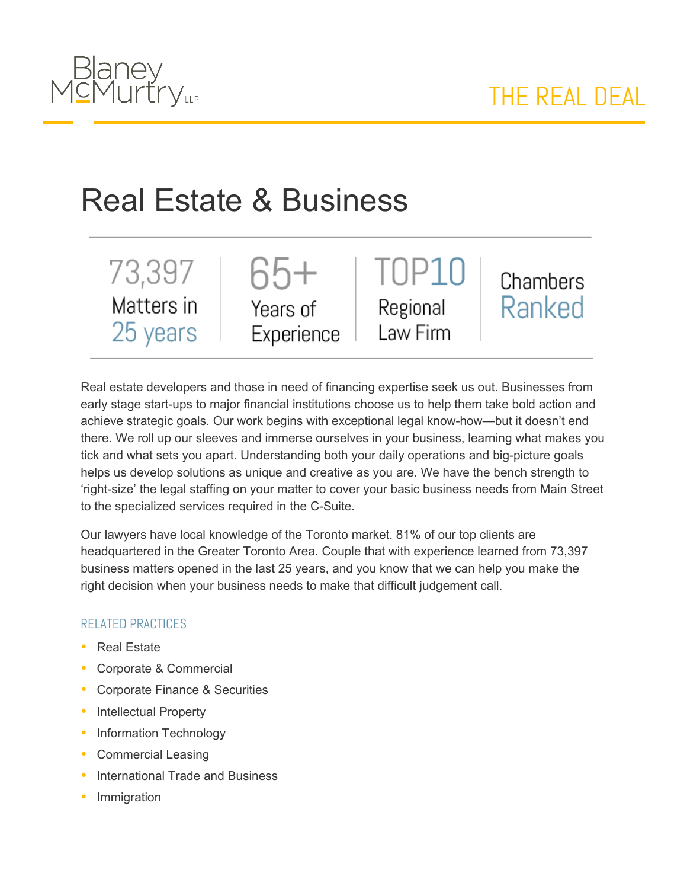Blaney McMurtry LLP

THE REAL DEAL

# Real Estate & Business

| 73,397 Matters in 25 years | 65+ Years of Experience | TOP10 Regional Law Firm | Chambers Ranked |
|---|---|---|---|

Real estate developers and those in need of financing expertise seek us out. Businesses from early stage start-ups to major financial institutions choose us to help them take bold action and achieve strategic goals. Our work begins with exceptional legal know-how—but it doesn't end there. We roll up our sleeves and immerse ourselves in your business, learning what makes you tick and what sets you apart. Understanding both your daily operations and big-picture goals helps us develop solutions as unique and creative as you are. We have the bench strength to 'right-size' the legal staffing on your matter to cover your basic business needs from Main Street to the specialized services required in the C-Suite.

Our lawyers have local knowledge of the Toronto market. 81% of our top clients are headquartered in the Greater Toronto Area. Couple that with experience learned from 73,397 business matters opened in the last 25 years, and you know that we can help you make the right decision when your business needs to make that difficult judgement call.

## RELATED PRACTICES

- Real Estate
- Corporate & Commercial
- Corporate Finance & Securities
- Intellectual Property
- Information Technology
- Commercial Leasing
- International Trade and Business
- Immigration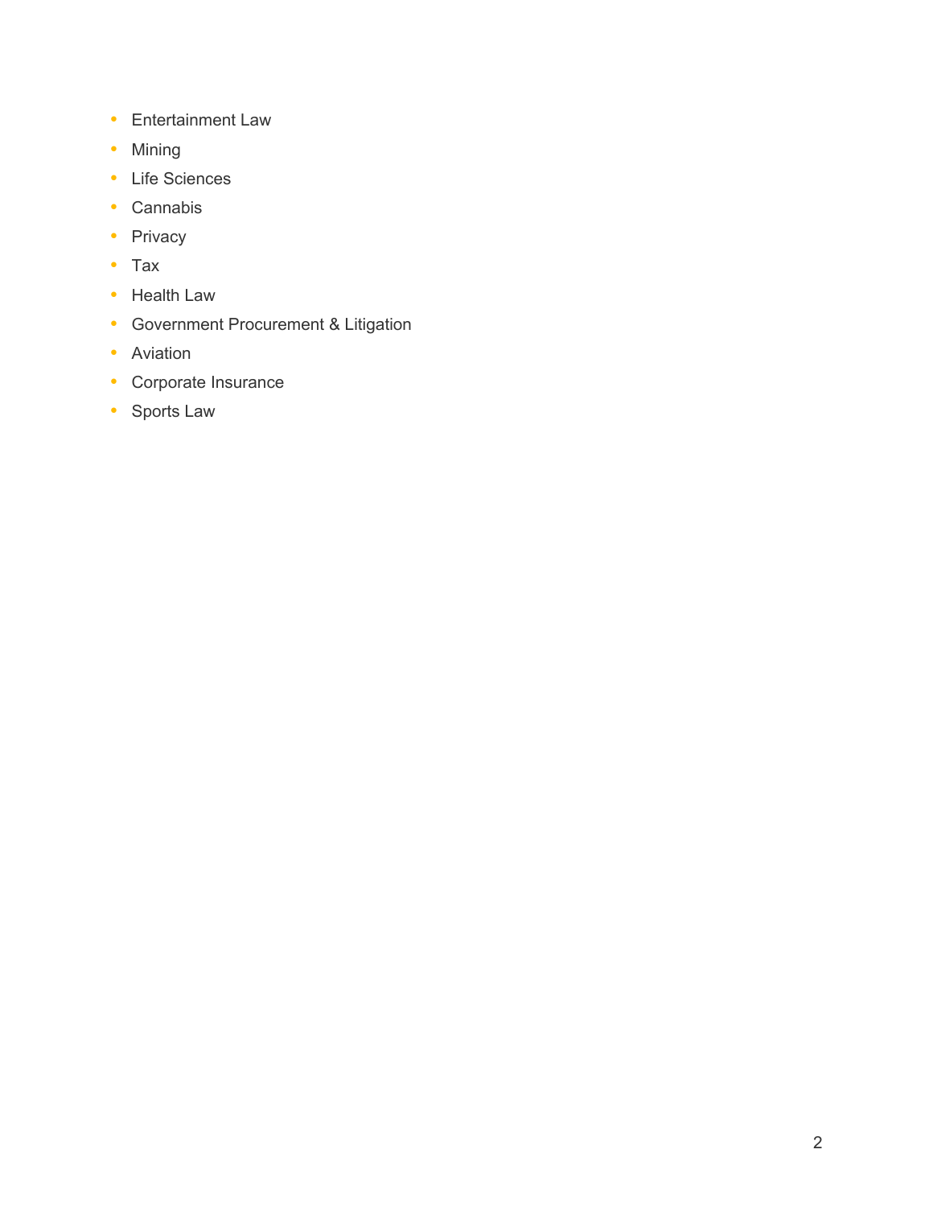- Entertainment Law
- Mining
- Life Sciences
- Cannabis
- Privacy
- Tax
- Health Law
- Government Procurement & Litigation
- Aviation
- Corporate Insurance
- Sports Law